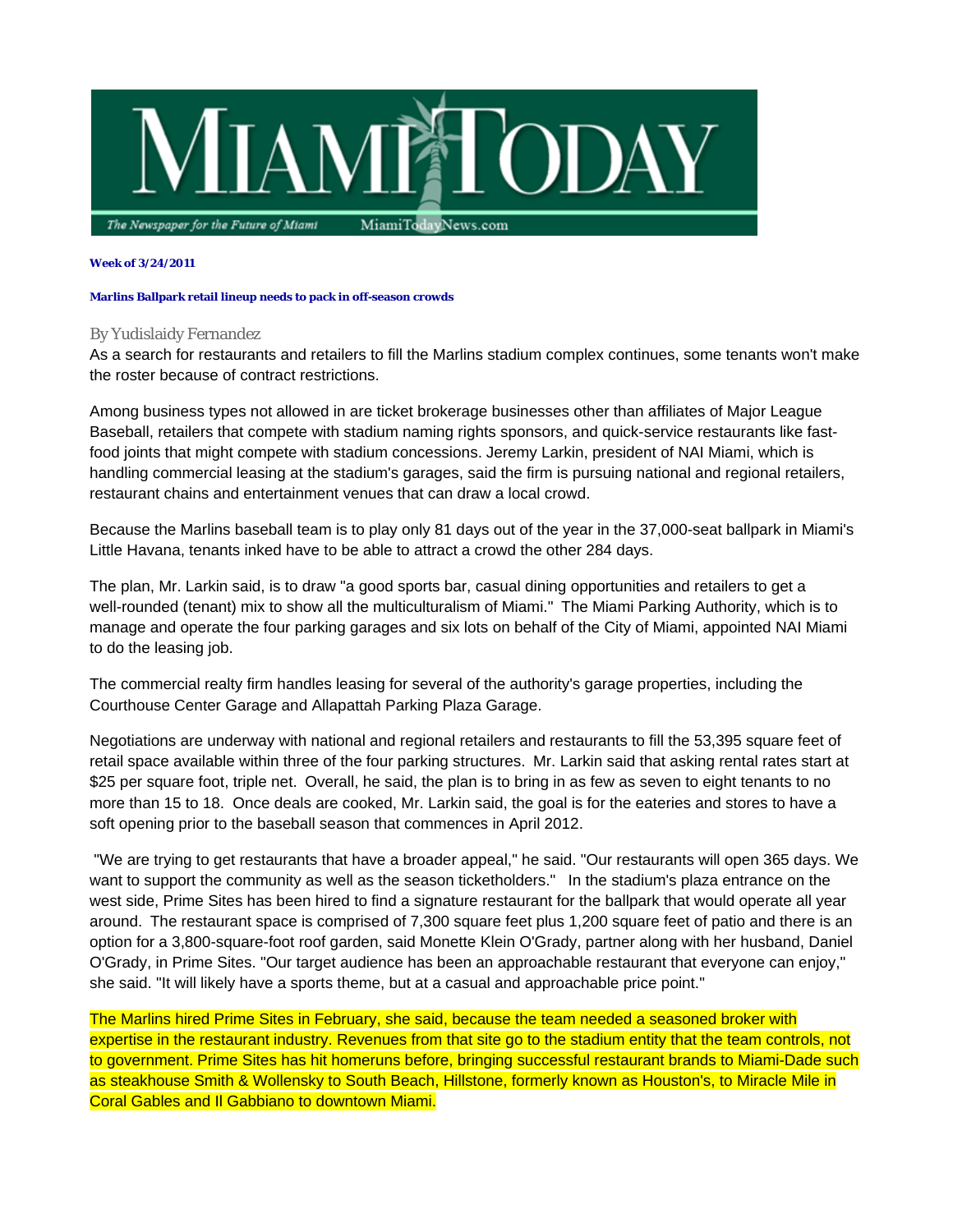# MIAMI TODAY

*The Newspaper for the Future of Miami* MiamiTodayNews.com

**Week of 3/24/2011**

**Marlins Ballpark retail lineup needs to pack in off-season crowds**

By Yudislaidy Fernandez

As a search for restaurants and retailers to fill the Marlins stadium complex continues, some tenants won't make the roster because of contract restrictions.

Among business types not allowed in are ticket brokerage businesses other than affiliates of Major League Baseball, retailers that compete with stadium naming rights sponsors, and quick-service restaurants like fast-food joints that might compete with stadium concessions. Jeremy Larkin, president of NAI Miami, which is handling commercial leasing at the stadium's garages, said the firm is pursuing national and regional retailers, restaurant chains and entertainment venues that can draw a local crowd.

Because the Marlins baseball team is to play only 81 days out of the year in the 37,000-seat ballpark in Miami's Little Havana, tenants inked have to be able to attract a crowd the other 284 days.

The plan, Mr. Larkin said, is to draw "a good sports bar, casual dining opportunities and retailers to get a well-rounded (tenant) mix to show all the multiculturalism of Miami." The Miami Parking Authority, which is to manage and operate the four parking garages and six lots on behalf of the City of Miami, appointed NAI Miami to do the leasing job.

The commercial realty firm handles leasing for several of the authority's garage properties, including the Courthouse Center Garage and Allapattah Parking Plaza Garage.

Negotiations are underway with national and regional retailers and restaurants to fill the 53,395 square feet of retail space available within three of the four parking structures. Mr. Larkin said that asking rental rates start at $25 per square foot, triple net. Overall, he said, the plan is to bring in as few as seven to eight tenants to no more than 15 to 18. Once deals are cooked, Mr. Larkin said, the goal is for the eateries and stores to have a soft opening prior to the baseball season that commences in April 2012.

"We are trying to get restaurants that have a broader appeal," he said. "Our restaurants will open 365 days. We want to support the community as well as the season ticketholders." In the stadium's plaza entrance on the west side, Prime Sites has been hired to find a signature restaurant for the ballpark that would operate all year around. The restaurant space is comprised of 7,300 square feet plus 1,200 square feet of patio and there is an option for a 3,800-square-foot roof garden, said Monette Klein O'Grady, partner along with her husband, Daniel O'Grady, in Prime Sites. "Our target audience has been an approachable restaurant that everyone can enjoy," she said. "It will likely have a sports theme, but at a casual and approachable price point."

The Marlins hired Prime Sites in February, she said, because the team needed a seasoned broker with expertise in the restaurant industry. Revenues from that site go to the stadium entity that the team controls, not to government. Prime Sites has hit homeruns before, bringing successful restaurant brands to Miami-Dade such as steakhouse Smith & Wollensky to South Beach, Hillstone, formerly known as Houston's, to Miracle Mile in Coral Gables and Il Gabbiano to downtown Miami.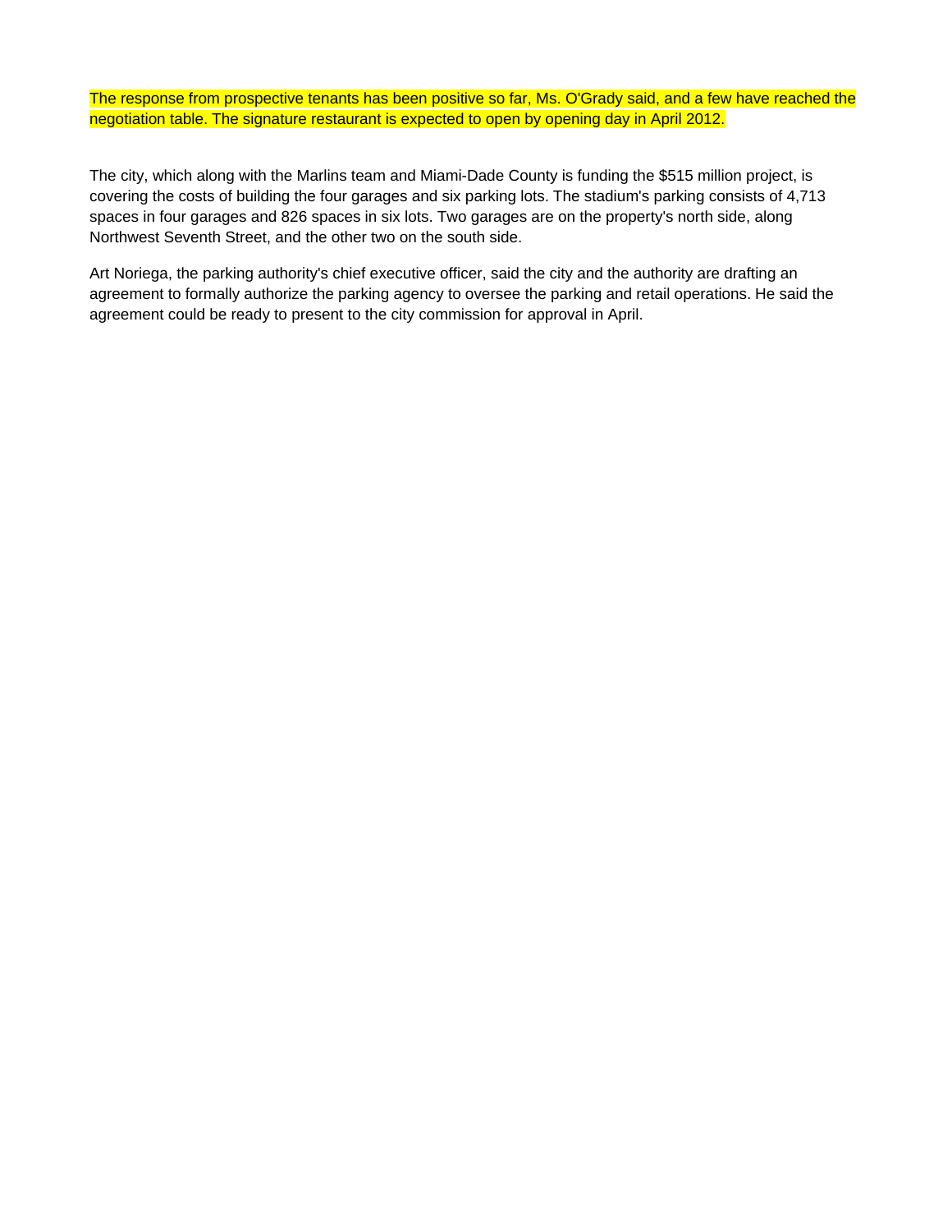The response from prospective tenants has been positive so far, Ms. O'Grady said, and a few have reached the negotiation table. The signature restaurant is expected to open by opening day in April 2012.

The city, which along with the Marlins team and Miami-Dade County is funding the $515 million project, is covering the costs of building the four garages and six parking lots. The stadium's parking consists of 4,713 spaces in four garages and 826 spaces in six lots. Two garages are on the property's north side, along Northwest Seventh Street, and the other two on the south side.

Art Noriega, the parking authority's chief executive officer, said the city and the authority are drafting an agreement to formally authorize the parking agency to oversee the parking and retail operations. He said the agreement could be ready to present to the city commission for approval in April.